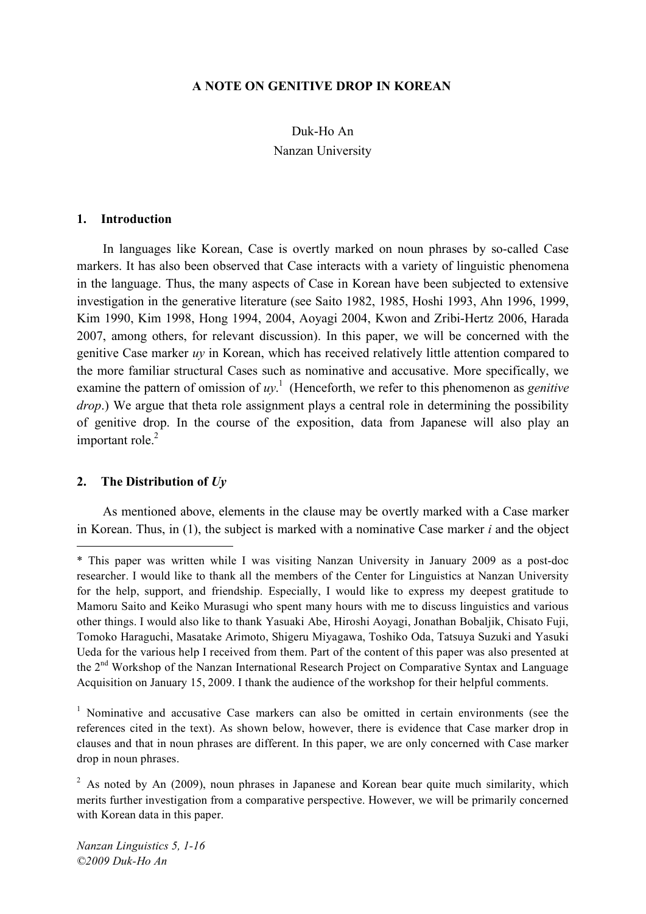# A NOTE ON GENITIVE DROP IN KOREAN

Duk-Ho An
Nanzan University

## 1. Introduction

In languages like Korean, Case is overtly marked on noun phrases by so-called Case markers. It has also been observed that Case interacts with a variety of linguistic phenomena in the language. Thus, the many aspects of Case in Korean have been subjected to extensive investigation in the generative literature (see Saito 1982, 1985, Hoshi 1993, Ahn 1996, 1999, Kim 1990, Kim 1998, Hong 1994, 2004, Aoyagi 2004, Kwon and Zribi-Hertz 2006, Harada 2007, among others, for relevant discussion). In this paper, we will be concerned with the genitive Case marker *uy* in Korean, which has received relatively little attention compared to the more familiar structural Cases such as nominative and accusative. More specifically, we examine the pattern of omission of *uy*.[1] (Henceforth, we refer to this phenomenon as *genitive drop*.) We argue that theta role assignment plays a central role in determining the possibility of genitive drop. In the course of the exposition, data from Japanese will also play an important role.[2]

## 2. The Distribution of *Uy*

As mentioned above, elements in the clause may be overtly marked with a Case marker in Korean. Thus, in (1), the subject is marked with a nominative Case marker *i* and the object

---

\* This paper was written while I was visiting Nanzan University in January 2009 as a post-doc researcher. I would like to thank all the members of the Center for Linguistics at Nanzan University for the help, support, and friendship. Especially, I would like to express my deepest gratitude to Mamoru Saito and Keiko Murasugi who spent many hours with me to discuss linguistics and various other things. I would also like to thank Yasuaki Abe, Hiroshi Aoyagi, Jonathan Bobaljik, Chisato Fuji, Tomoko Haraguchi, Masatake Arimoto, Shigeru Miyagawa, Toshiko Oda, Tatsuya Suzuki and Yasuki Ueda for the various help I received from them. Part of the content of this paper was also presented at the 2nd Workshop of the Nanzan International Research Project on Comparative Syntax and Language Acquisition on January 15, 2009. I thank the audience of the workshop for their helpful comments.

[1] Nominative and accusative Case markers can also be omitted in certain environments (see the references cited in the text). As shown below, however, there is evidence that Case marker drop in clauses and that in noun phrases are different. In this paper, we are only concerned with Case marker drop in noun phrases.

[2] As noted by An (2009), noun phrases in Japanese and Korean bear quite much similarity, which merits further investigation from a comparative perspective. However, we will be primarily concerned with Korean data in this paper.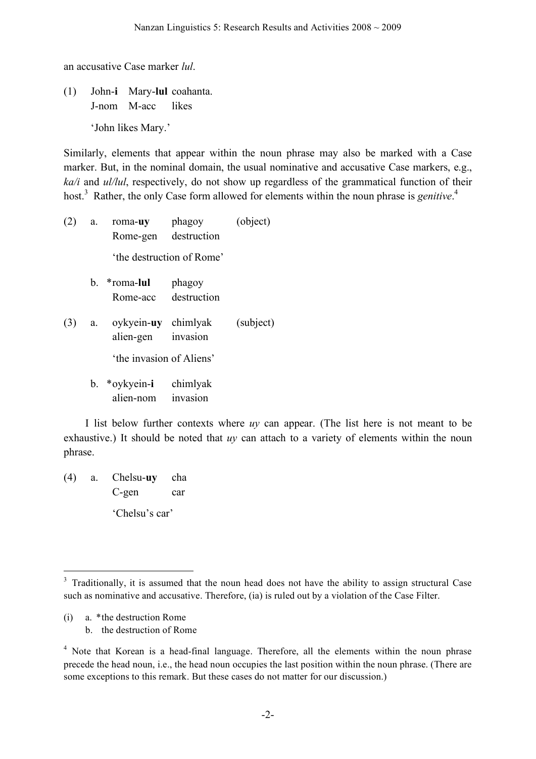an accusative Case marker *lul*.

(1) John-**i** Mary-**lul** coahanta.
    J-nom M-acc likes

    'John likes Mary.'

Similarly, elements that appear within the noun phrase may also be marked with a Case marker. But, in the nominal domain, the usual nominative and accusative Case markers, e.g., *ka/i* and *ul/lul*, respectively, do not show up regardless of the grammatical function of their host.[3] Rather, the only Case form allowed for elements within the noun phrase is *genitive*.[4]

(2) a. roma-**uy** phagoy (object)
       Rome-gen destruction

       'the destruction of Rome'

    b. *roma-**lul** phagoy
       Rome-acc destruction

(3) a. oykyein-**uy** chimlyak (subject)
       alien-gen invasion

       'the invasion of Aliens'

    b. *oykyein-**i** chimlyak
       alien-nom invasion

I list below further contexts where *uy* can appear. (The list here is not meant to be exhaustive.) It should be noted that *uy* can attach to a variety of elements within the noun phrase.

(4) a. Chelsu-**uy** cha
       C-gen car

       'Chelsu's car'

---

[3] Traditionally, it is assumed that the noun head does not have the ability to assign structural Case such as nominative and accusative. Therefore, (ia) is ruled out by a violation of the Case Filter.

(i) a. *the destruction Rome
    b. the destruction of Rome

[4] Note that Korean is a head-final language. Therefore, all the elements within the noun phrase precede the head noun, i.e., the head noun occupies the last position within the noun phrase. (There are some exceptions to this remark. But these cases do not matter for our discussion.)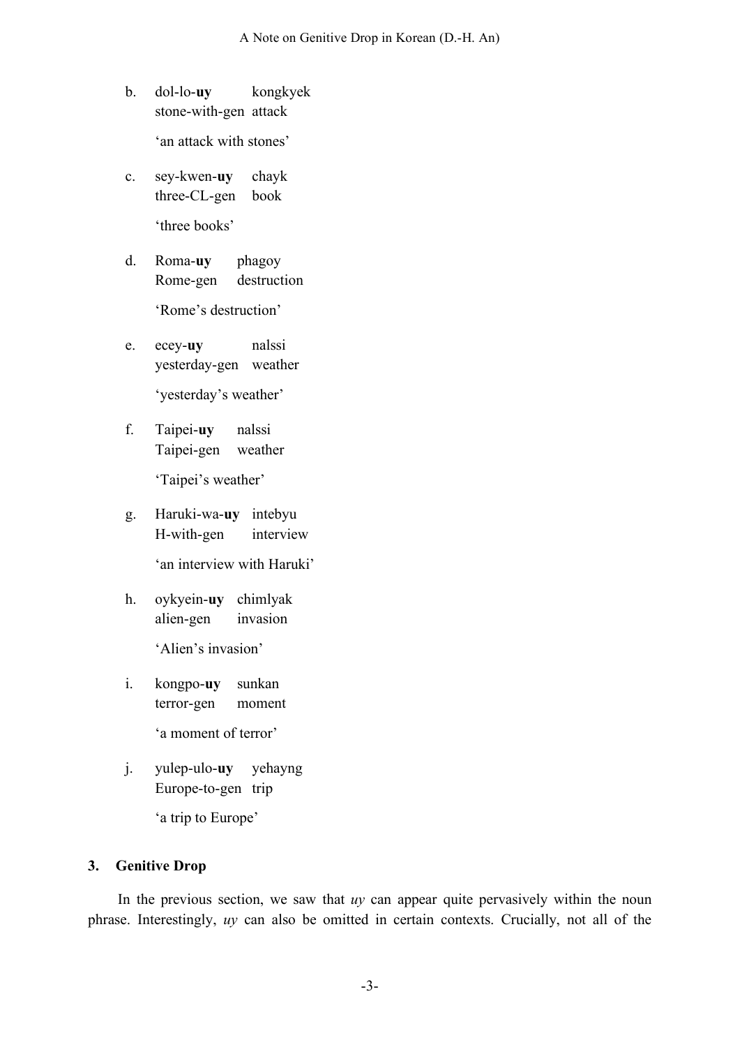b. dol-lo-**uy** kongkyek
   stone-with-gen attack
   
   'an attack with stones'

c. sey-kwen-**uy** chayk
   three-CL-gen book
   
   'three books'

d. Roma-**uy** phagoy
   Rome-gen destruction
   
   'Rome's destruction'

e. ecey-**uy** nalssi
   yesterday-gen weather
   
   'yesterday's weather'

f. Taipei-**uy** nalssi
   Taipei-gen weather
   
   'Taipei's weather'

g. Haruki-wa-**uy** intebyu
   H-with-gen interview
   
   'an interview with Haruki'

h. oykyein-**uy** chimlyak
   alien-gen invasion
   
   'Alien's invasion'

i. kongpo-**uy** sunkan
   terror-gen moment
   
   'a moment of terror'

j. yulep-ulo-**uy** yehayng
   Europe-to-gen trip
   
   'a trip to Europe'

## 3. Genitive Drop

In the previous section, we saw that *uy* can appear quite pervasively within the noun phrase. Interestingly, *uy* can also be omitted in certain contexts. Crucially, not all of the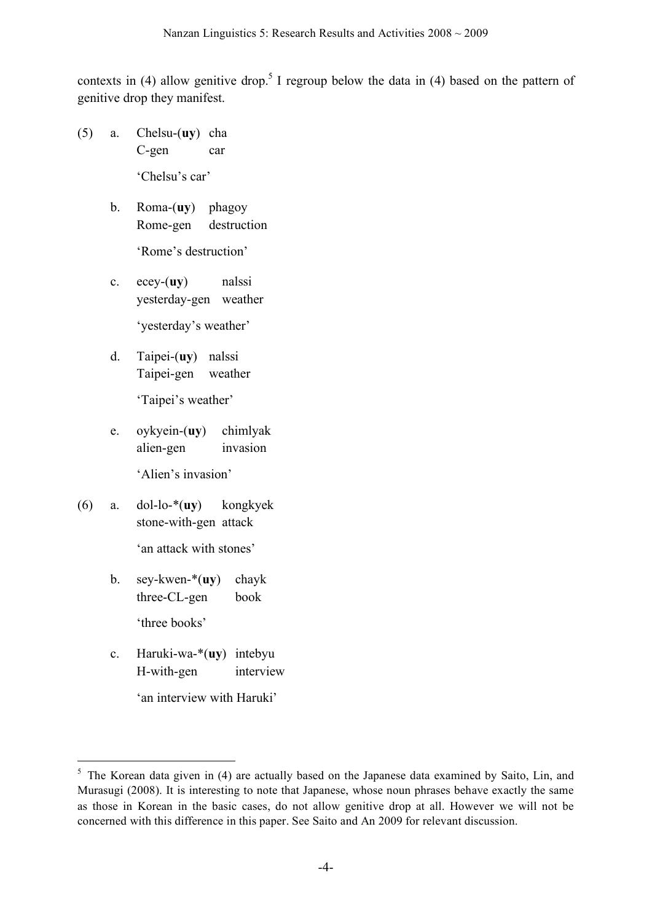contexts in (4) allow genitive drop.[5] I regroup below the data in (4) based on the pattern of genitive drop they manifest.

(5) a. Chelsu-(**uy**) cha
   C-gen car
   'Chelsu's car'

b. Roma-(**uy**) phagoy
   Rome-gen destruction
   'Rome's destruction'

c. ecey-(**uy**) nalssi
   yesterday-gen weather
   'yesterday's weather'

d. Taipei-(**uy**) nalssi
   Taipei-gen weather
   'Taipei's weather'

e. oykyein-(**uy**) chimlyak
   alien-gen invasion
   'Alien's invasion'

(6) a. dol-lo-*(**uy**) kongkyek
   stone-with-gen attack
   'an attack with stones'

b. sey-kwen-*(**uy**) chayk
   three-CL-gen book
   'three books'

c. Haruki-wa-*(**uy**) intebyu
   H-with-gen interview
   'an interview with Haruki'

---

[5] The Korean data given in (4) are actually based on the Japanese data examined by Saito, Lin, and Murasugi (2008). It is interesting to note that Japanese, whose noun phrases behave exactly the same as those in Korean in the basic cases, do not allow genitive drop at all. However we will not be concerned with this difference in this paper. See Saito and An 2009 for relevant discussion.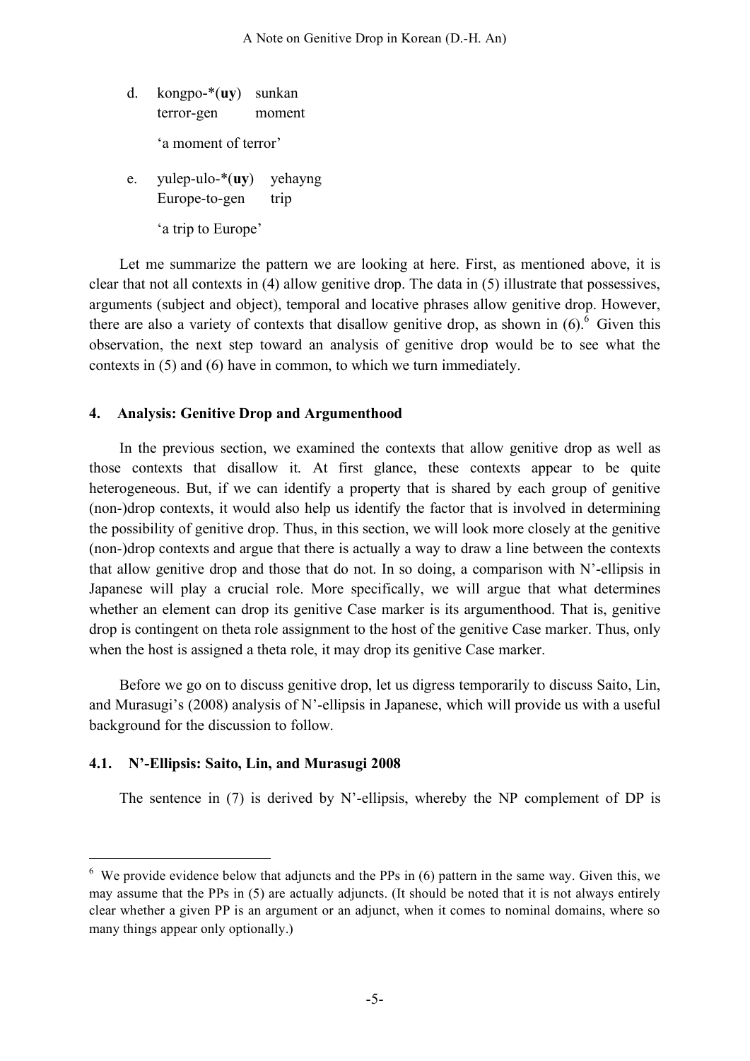d. kongpo-*(**uy**) sunkan
   terror-gen moment

   'a moment of terror'

e. yulep-ulo-*(**uy**) yehayng
   Europe-to-gen trip

   'a trip to Europe'

Let me summarize the pattern we are looking at here. First, as mentioned above, it is clear that not all contexts in (4) allow genitive drop. The data in (5) illustrate that possessives, arguments (subject and object), temporal and locative phrases allow genitive drop. However, there are also a variety of contexts that disallow genitive drop, as shown in (6).[6] Given this observation, the next step toward an analysis of genitive drop would be to see what the contexts in (5) and (6) have in common, to which we turn immediately.

## 4. Analysis: Genitive Drop and Argumenthood

In the previous section, we examined the contexts that allow genitive drop as well as those contexts that disallow it. At first glance, these contexts appear to be quite heterogeneous. But, if we can identify a property that is shared by each group of genitive (non-)drop contexts, it would also help us identify the factor that is involved in determining the possibility of genitive drop. Thus, in this section, we will look more closely at the genitive (non-)drop contexts and argue that there is actually a way to draw a line between the contexts that allow genitive drop and those that do not. In so doing, a comparison with N'-ellipsis in Japanese will play a crucial role. More specifically, we will argue that what determines whether an element can drop its genitive Case marker is its argumenthood. That is, genitive drop is contingent on theta role assignment to the host of the genitive Case marker. Thus, only when the host is assigned a theta role, it may drop its genitive Case marker.

Before we go on to discuss genitive drop, let us digress temporarily to discuss Saito, Lin, and Murasugi's (2008) analysis of N'-ellipsis in Japanese, which will provide us with a useful background for the discussion to follow.

### 4.1. N'-Ellipsis: Saito, Lin, and Murasugi 2008

The sentence in (7) is derived by N'-ellipsis, whereby the NP complement of DP is

---

[6] We provide evidence below that adjuncts and the PPs in (6) pattern in the same way. Given this, we may assume that the PPs in (5) are actually adjuncts. (It should be noted that it is not always entirely clear whether a given PP is an argument or an adjunct, when it comes to nominal domains, where so many things appear only optionally.)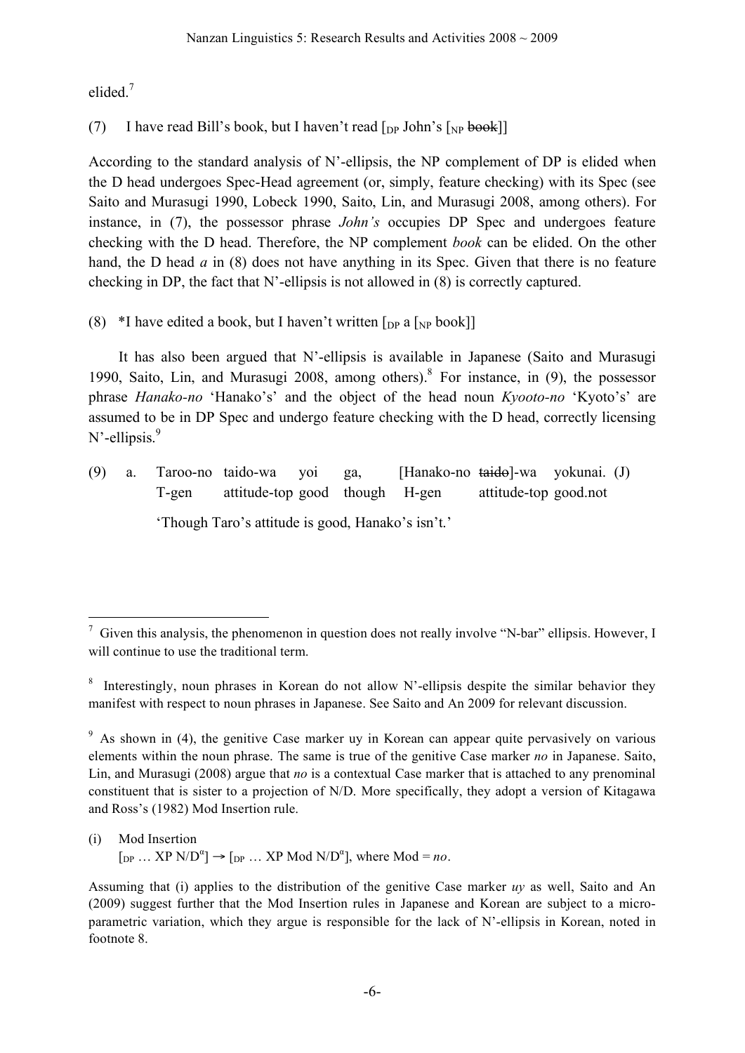elided.[7]

(7) I have read Bill's book, but I haven't read [$_{DP}$ John's [$_{NP}$ ~~book~~]]

According to the standard analysis of N'-ellipsis, the NP complement of DP is elided when the D head undergoes Spec-Head agreement (or, simply, feature checking) with its Spec (see Saito and Murasugi 1990, Lobeck 1990, Saito, Lin, and Murasugi 2008, among others). For instance, in (7), the possessor phrase *John's* occupies DP Spec and undergoes feature checking with the D head. Therefore, the NP complement *book* can be elided. On the other hand, the D head *a* in (8) does not have anything in its Spec. Given that there is no feature checking in DP, the fact that N'-ellipsis is not allowed in (8) is correctly captured.

(8) *I have edited a book, but I haven't written [$_{DP}$ a [$_{NP}$ book]]

It has also been argued that N'-ellipsis is available in Japanese (Saito and Murasugi 1990, Saito, Lin, and Murasugi 2008, among others).[8] For instance, in (9), the possessor phrase *Hanako-no* 'Hanako's' and the object of the head noun *Kyooto-no* 'Kyoto's' are assumed to be in DP Spec and undergo feature checking with the D head, correctly licensing N'-ellipsis.[9]

(9) a. Taroo-no taido-wa yoi ga, [Hanako-no ~~taido~~]-wa yokunai. (J)
T-gen attitude-top good though H-gen attitude-top good.not
'Though Taro's attitude is good, Hanako's isn't.'

---

[7] Given this analysis, the phenomenon in question does not really involve "N-bar" ellipsis. However, I will continue to use the traditional term.

[8] Interestingly, noun phrases in Korean do not allow N'-ellipsis despite the similar behavior they manifest with respect to noun phrases in Japanese. See Saito and An 2009 for relevant discussion.

[9] As shown in (4), the genitive Case marker uy in Korean can appear quite pervasively on various elements within the noun phrase. The same is true of the genitive Case marker *no* in Japanese. Saito, Lin, and Murasugi (2008) argue that *no* is a contextual Case marker that is attached to any prenominal constituent that is sister to a projection of N/D. More specifically, they adopt a version of Kitagawa and Ross's (1982) Mod Insertion rule.

(i) Mod Insertion
[$_{DP}$ … XP N/D$^{\alpha}$] → [$_{DP}$ … XP Mod N/D$^{\alpha}$], where Mod = *no*.

Assuming that (i) applies to the distribution of the genitive Case marker *uy* as well, Saito and An (2009) suggest further that the Mod Insertion rules in Japanese and Korean are subject to a micro-parametric variation, which they argue is responsible for the lack of N'-ellipsis in Korean, noted in footnote 8.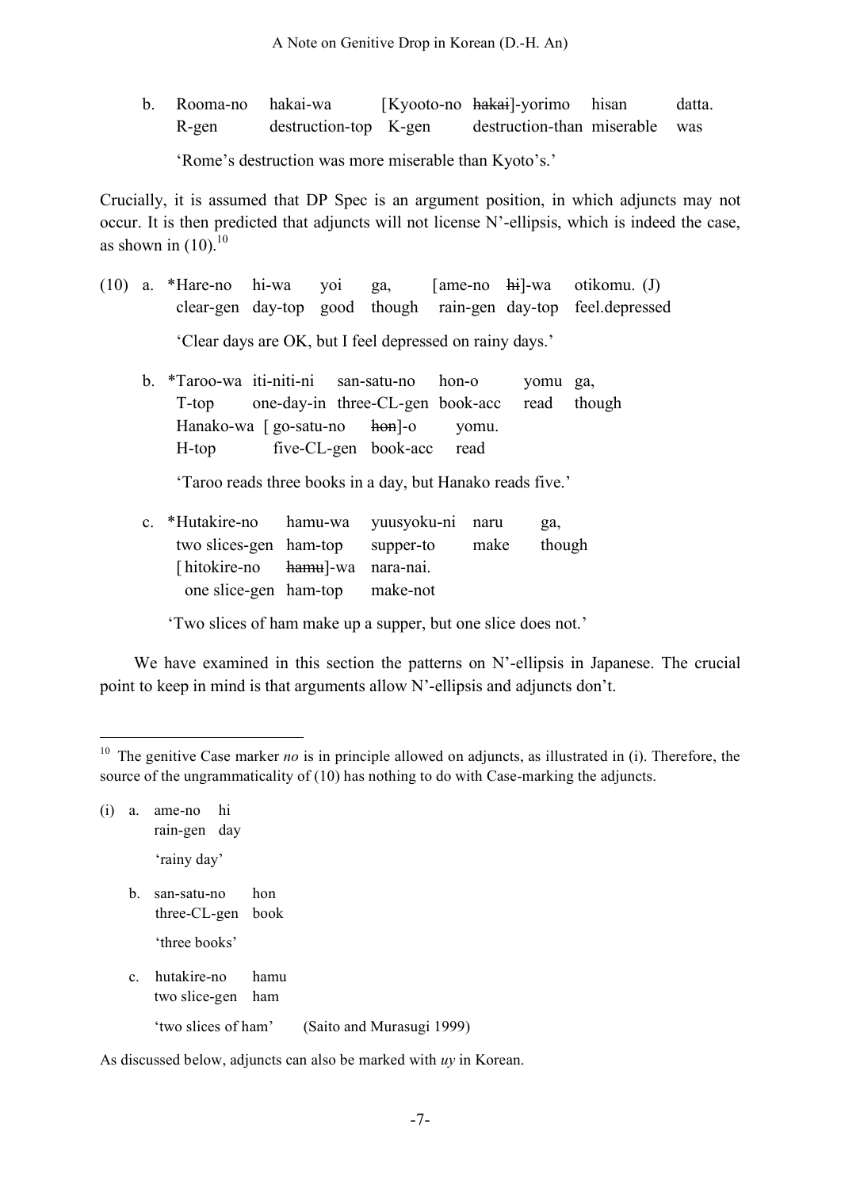b. Rooma-no hakai-wa [Kyooto-no ~~hakai~~]-yorimo hisan datta.
   R-gen destruction-top K-gen destruction-than miserable was

   'Rome's destruction was more miserable than Kyoto's.'

Crucially, it is assumed that DP Spec is an argument position, in which adjuncts may not occur. It is then predicted that adjuncts will not license N'-ellipsis, which is indeed the case, as shown in (10).[10]

(10) a. *Hare-no hi-wa yoi ga, [ame-no ~~hi~~]-wa otikomu. (J)
   clear-gen day-top good though rain-gen day-top feel.depressed

   'Clear days are OK, but I feel depressed on rainy days.'

b. *Taroo-wa iti-niti-ni san-satu-no hon-o yomu ga,
   T-top one-day-in three-CL-gen book-acc read though
   Hanako-wa [ go-satu-no ~~hon~~]-o yomu.
   H-top five-CL-gen book-acc read

   'Taroo reads three books in a day, but Hanako reads five.'

c. *Hutakire-no hamu-wa yuusyoku-ni naru ga,
   two slices-gen ham-top supper-to make though
   [ hitokire-no ~~hamu~~]-wa nara-nai.
   one slice-gen ham-top make-not

   'Two slices of ham make up a supper, but one slice does not.'

We have examined in this section the patterns on N'-ellipsis in Japanese. The crucial point to keep in mind is that arguments allow N'-ellipsis and adjuncts don't.

---

[10] The genitive Case marker *no* is in principle allowed on adjuncts, as illustrated in (i). Therefore, the source of the ungrammaticality of (10) has nothing to do with Case-marking the adjuncts.

(i) a. ame-no hi
   rain-gen day

   'rainy day'

b. san-satu-no hon
   three-CL-gen book

   'three books'

c. hutakire-no hamu
   two slice-gen ham

   'two slices of ham' (Saito and Murasugi 1999)

As discussed below, adjuncts can also be marked with *uy* in Korean.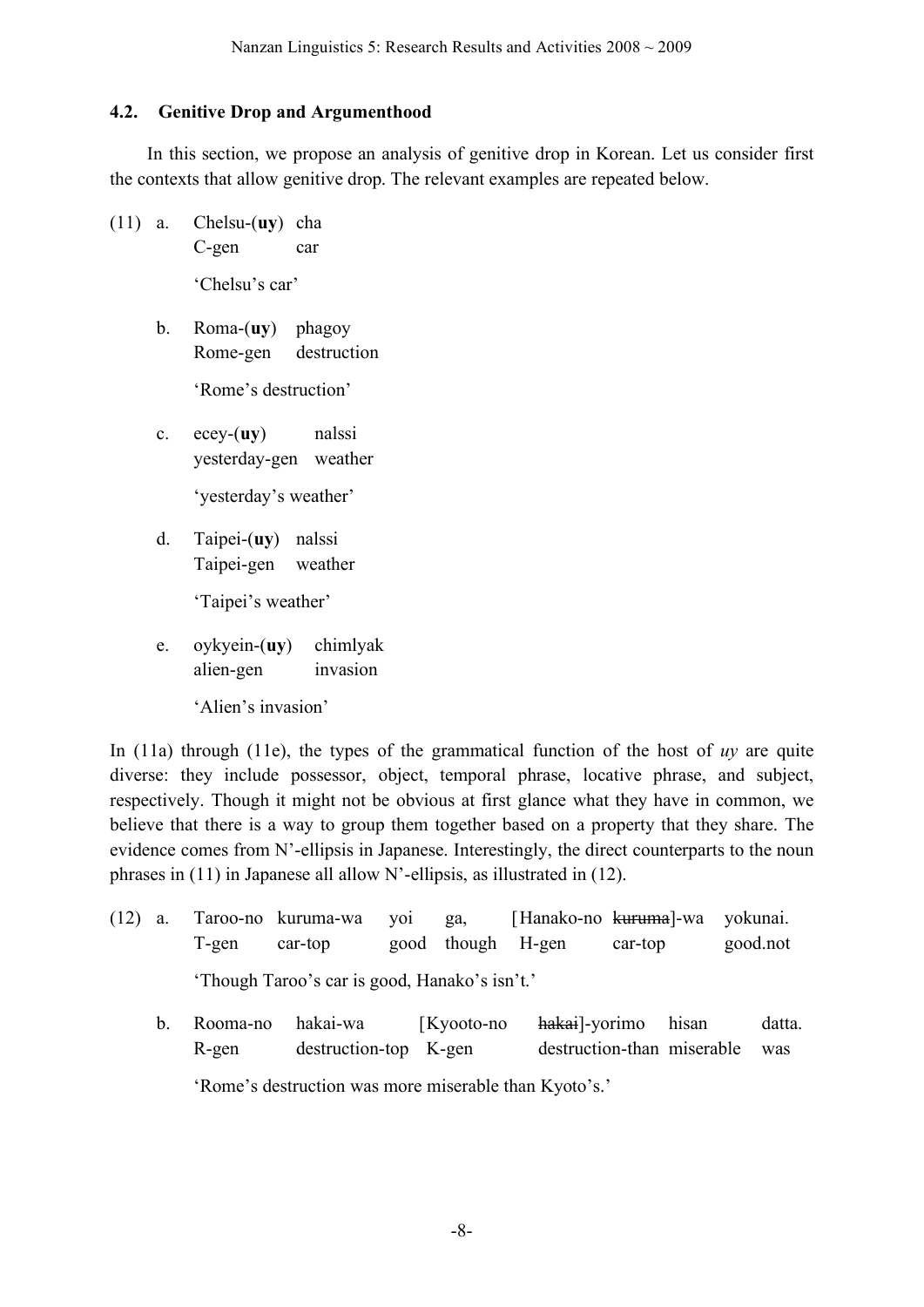### 4.2. Genitive Drop and Argumenthood

In this section, we propose an analysis of genitive drop in Korean. Let us consider first the contexts that allow genitive drop. The relevant examples are repeated below.

(11) a. Chelsu-(**uy**) cha
   C-gen car
   'Chelsu's car'

 b. Roma-(**uy**) phagoy
   Rome-gen destruction
   'Rome's destruction'

 c. ecey-(**uy**) nalssi
   yesterday-gen weather
   'yesterday's weather'

 d. Taipei-(**uy**) nalssi
   Taipei-gen weather
   'Taipei's weather'

 e. oykyein-(**uy**) chimlyak
   alien-gen invasion
   'Alien's invasion'

In (11a) through (11e), the types of the grammatical function of the host of *uy* are quite diverse: they include possessor, object, temporal phrase, locative phrase, and subject, respectively. Though it might not be obvious at first glance what they have in common, we believe that there is a way to group them together based on a property that they share. The evidence comes from N'-ellipsis in Japanese. Interestingly, the direct counterparts to the noun phrases in (11) in Japanese all allow N'-ellipsis, as illustrated in (12).

(12) a. Taroo-no kuruma-wa yoi ga, [Hanako-no ~~kuruma~~]-wa yokunai.
   T-gen car-top good though H-gen car-top good.not
   'Though Taroo's car is good, Hanako's isn't.'

 b. Rooma-no hakai-wa [Kyooto-no ~~hakai~~]-yorimo hisan datta.
   R-gen destruction-top K-gen destruction-than miserable was
   'Rome's destruction was more miserable than Kyoto's.'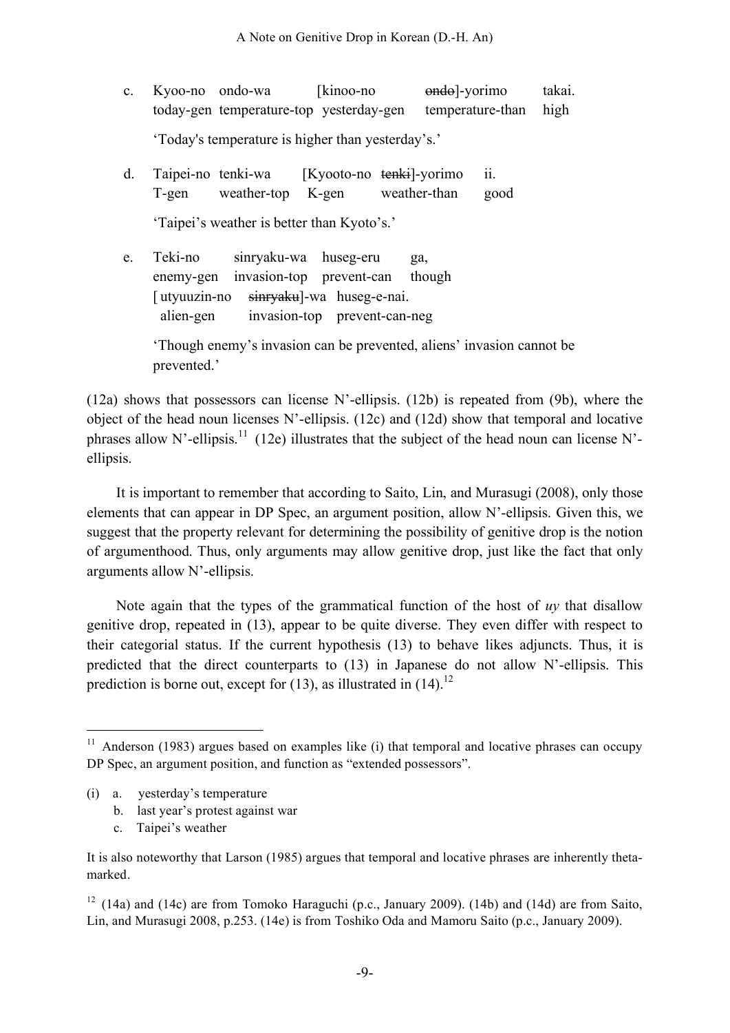c. Kyoo-no ondo-wa [kinoo-no ~~ondo~~]-yorimo takai.
   today-gen temperature-top yesterday-gen temperature-than high

   'Today's temperature is higher than yesterday's.'

d. Taipei-no tenki-wa [Kyooto-no ~~tenki~~]-yorimo ii.
   T-gen weather-top K-gen weather-than good

   'Taipei's weather is better than Kyoto's.'

e. Teki-no sinryaku-wa huseg-eru ga,
   enemy-gen invasion-top prevent-can though
   [ utyuuzin-no ~~sinryaku~~]-wa huseg-e-nai.
   alien-gen invasion-top prevent-can-neg

   'Though enemy's invasion can be prevented, aliens' invasion cannot be prevented.'

(12a) shows that possessors can license N'-ellipsis. (12b) is repeated from (9b), where the object of the head noun licenses N'-ellipsis. (12c) and (12d) show that temporal and locative phrases allow N'-ellipsis.[11] (12e) illustrates that the subject of the head noun can license N'-ellipsis.

It is important to remember that according to Saito, Lin, and Murasugi (2008), only those elements that can appear in DP Spec, an argument position, allow N'-ellipsis. Given this, we suggest that the property relevant for determining the possibility of genitive drop is the notion of argumenthood. Thus, only arguments may allow genitive drop, just like the fact that only arguments allow N'-ellipsis.

Note again that the types of the grammatical function of the host of *uy* that disallow genitive drop, repeated in (13), appear to be quite diverse. They even differ with respect to their categorial status. If the current hypothesis (13) to behave likes adjuncts. Thus, it is predicted that the direct counterparts to (13) in Japanese do not allow N'-ellipsis. This prediction is borne out, except for (13), as illustrated in (14).[12]

---

[11] Anderson (1983) argues based on examples like (i) that temporal and locative phrases can occupy DP Spec, an argument position, and function as "extended possessors".

(i) a. yesterday's temperature
    b. last year's protest against war
    c. Taipei's weather

It is also noteworthy that Larson (1985) argues that temporal and locative phrases are inherently theta-marked.

[12] (14a) and (14c) are from Tomoko Haraguchi (p.c., January 2009). (14b) and (14d) are from Saito, Lin, and Murasugi 2008, p.253. (14e) is from Toshiko Oda and Mamoru Saito (p.c., January 2009).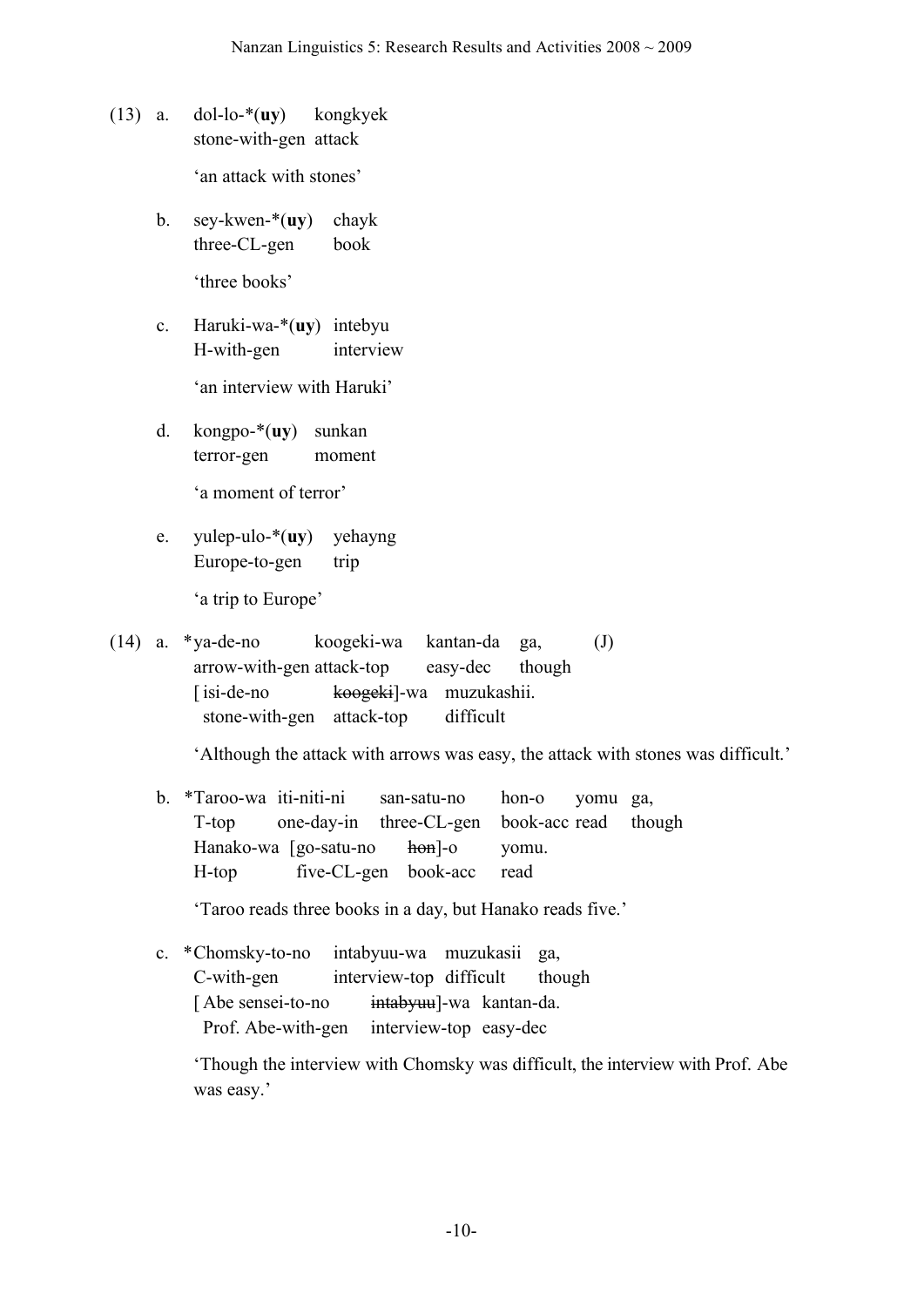(13) a. dol-lo-*(**uy**) kongkyek
stone-with-gen attack
'an attack with stones'

b. sey-kwen-*(**uy**) chayk
three-CL-gen book
'three books'

c. Haruki-wa-*(**uy**) intebyu
H-with-gen interview
'an interview with Haruki'

d. kongpo-*(**uy**) sunkan
terror-gen moment
'a moment of terror'

e. yulep-ulo-*(**uy**) yehayng
Europe-to-gen trip
'a trip to Europe'

(14) a. *ya-de-no koogeki-wa kantan-da ga, (J)
arrow-with-gen attack-top easy-dec though
[ isi-de-no ~~koogeki~~]-wa muzukashii.
stone-with-gen attack-top difficult
'Although the attack with arrows was easy, the attack with stones was difficult.'

b. *Taroo-wa iti-niti-ni san-satu-no hon-o yomu ga,
T-top one-day-in three-CL-gen book-acc read though
Hanako-wa [go-satu-no ~~hon~~]-o yomu.
H-top five-CL-gen book-acc read
'Taroo reads three books in a day, but Hanako reads five.'

c. *Chomsky-to-no intabyuu-wa muzukasii ga,
C-with-gen interview-top difficult though
[ Abe sensei-to-no ~~intabyuu~~]-wa kantan-da.
Prof. Abe-with-gen interview-top easy-dec
'Though the interview with Chomsky was difficult, the interview with Prof. Abe was easy.'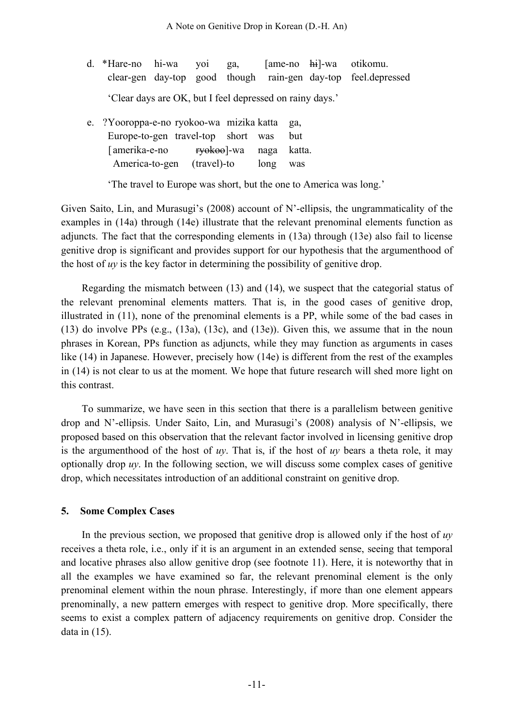d. *Hare-no hi-wa yoi ga, [ame-no ~~hi~~]-wa otikomu.
   clear-gen day-top good though rain-gen day-top feel.depressed

   'Clear days are OK, but I feel depressed on rainy days.'

e. ?Yooroppa-e-no ryokoo-wa mizika katta ga,
   Europe-to-gen travel-top short was but
   [amerika-e-no ~~ryokoo~~]-wa naga katta.
   America-to-gen (travel)-to long was

   'The travel to Europe was short, but the one to America was long.'

Given Saito, Lin, and Murasugi's (2008) account of N'-ellipsis, the ungrammaticality of the examples in (14a) through (14e) illustrate that the relevant prenominal elements function as adjuncts. The fact that the corresponding elements in (13a) through (13e) also fail to license genitive drop is significant and provides support for our hypothesis that the argumenthood of the host of *uy* is the key factor in determining the possibility of genitive drop.

Regarding the mismatch between (13) and (14), we suspect that the categorial status of the relevant prenominal elements matters. That is, in the good cases of genitive drop, illustrated in (11), none of the prenominal elements is a PP, while some of the bad cases in (13) do involve PPs (e.g., (13a), (13c), and (13e)). Given this, we assume that in the noun phrases in Korean, PPs function as adjuncts, while they may function as arguments in cases like (14) in Japanese. However, precisely how (14e) is different from the rest of the examples in (14) is not clear to us at the moment. We hope that future research will shed more light on this contrast.

To summarize, we have seen in this section that there is a parallelism between genitive drop and N'-ellipsis. Under Saito, Lin, and Murasugi's (2008) analysis of N'-ellipsis, we proposed based on this observation that the relevant factor involved in licensing genitive drop is the argumenthood of the host of *uy*. That is, if the host of *uy* bears a theta role, it may optionally drop *uy*. In the following section, we will discuss some complex cases of genitive drop, which necessitates introduction of an additional constraint on genitive drop.

## 5. Some Complex Cases

In the previous section, we proposed that genitive drop is allowed only if the host of *uy* receives a theta role, i.e., only if it is an argument in an extended sense, seeing that temporal and locative phrases also allow genitive drop (see footnote 11). Here, it is noteworthy that in all the examples we have examined so far, the relevant prenominal element is the only prenominal element within the noun phrase. Interestingly, if more than one element appears prenominally, a new pattern emerges with respect to genitive drop. More specifically, there seems to exist a complex pattern of adjacency requirements on genitive drop. Consider the data in (15).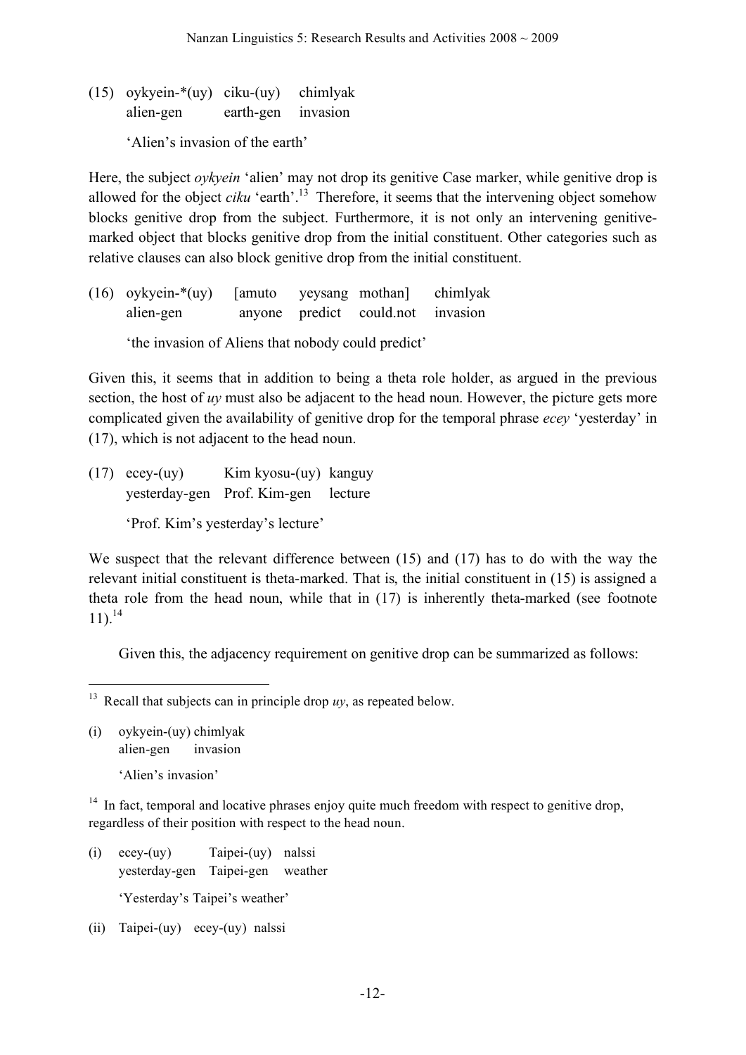(15) oykyein-*(uy) ciku-(uy) chimlyak
 alien-gen earth-gen invasion

 'Alien's invasion of the earth'

Here, the subject *oykyein* 'alien' may not drop its genitive Case marker, while genitive drop is allowed for the object *ciku* 'earth'.[13] Therefore, it seems that the intervening object somehow blocks genitive drop from the subject. Furthermore, it is not only an intervening genitive-marked object that blocks genitive drop from the initial constituent. Other categories such as relative clauses can also block genitive drop from the initial constituent.

(16) oykyein-*(uy) [amuto yeysang mothan] chimlyak
 alien-gen anyone predict could.not invasion

 'the invasion of Aliens that nobody could predict'

Given this, it seems that in addition to being a theta role holder, as argued in the previous section, the host of *uy* must also be adjacent to the head noun. However, the picture gets more complicated given the availability of genitive drop for the temporal phrase *ecey* 'yesterday' in (17), which is not adjacent to the head noun.

(17) ecey-(uy) Kim kyosu-(uy) kanguy
 yesterday-gen Prof. Kim-gen lecture

 'Prof. Kim's yesterday's lecture'

We suspect that the relevant difference between (15) and (17) has to do with the way the relevant initial constituent is theta-marked. That is, the initial constituent in (15) is assigned a theta role from the head noun, while that in (17) is inherently theta-marked (see footnote 11).[14]

Given this, the adjacency requirement on genitive drop can be summarized as follows:

---

[13] Recall that subjects can in principle drop *uy*, as repeated below.

(i) oykyein-(uy) chimlyak
 alien-gen invasion

 'Alien's invasion'

[14] In fact, temporal and locative phrases enjoy quite much freedom with respect to genitive drop, regardless of their position with respect to the head noun.

(i) ecey-(uy) Taipei-(uy) nalssi
 yesterday-gen Taipei-gen weather

 'Yesterday's Taipei's weather'

(ii) Taipei-(uy) ecey-(uy) nalssi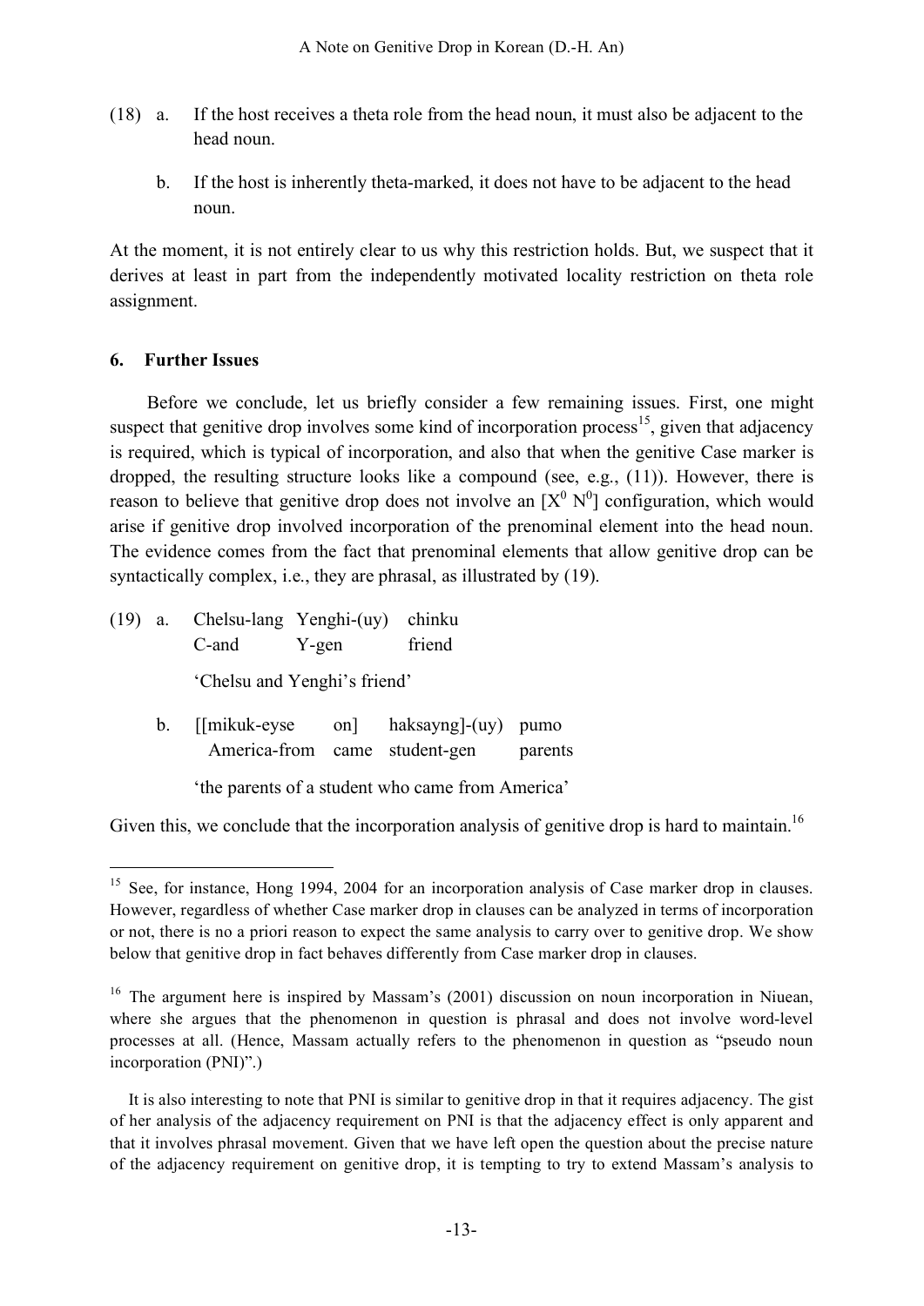(18) a. If the host receives a theta role from the head noun, it must also be adjacent to the head noun.

b. If the host is inherently theta-marked, it does not have to be adjacent to the head noun.

At the moment, it is not entirely clear to us why this restriction holds. But, we suspect that it derives at least in part from the independently motivated locality restriction on theta role assignment.

## 6. Further Issues

Before we conclude, let us briefly consider a few remaining issues. First, one might suspect that genitive drop involves some kind of incorporation process[15], given that adjacency is required, which is typical of incorporation, and also that when the genitive Case marker is dropped, the resulting structure looks like a compound (see, e.g., (11)). However, there is reason to believe that genitive drop does not involve an $[X^0\ N^0]$ configuration, which would arise if genitive drop involved incorporation of the prenominal element into the head noun. The evidence comes from the fact that prenominal elements that allow genitive drop can be syntactically complex, i.e., they are phrasal, as illustrated by (19).

(19) a. Chelsu-lang Yenghi-(uy) chinku
   C-and Y-gen friend
   'Chelsu and Yenghi's friend'

b. [[mikuk-eyse on] haksayng]-(uy) pumo
   America-from came student-gen parents
   'the parents of a student who came from America'

Given this, we conclude that the incorporation analysis of genitive drop is hard to maintain.[16]

---

[15] See, for instance, Hong 1994, 2004 for an incorporation analysis of Case marker drop in clauses. However, regardless of whether Case marker drop in clauses can be analyzed in terms of incorporation or not, there is no a priori reason to expect the same analysis to carry over to genitive drop. We show below that genitive drop in fact behaves differently from Case marker drop in clauses.

[16] The argument here is inspired by Massam's (2001) discussion on noun incorporation in Niuean, where she argues that the phenomenon in question is phrasal and does not involve word-level processes at all. (Hence, Massam actually refers to the phenomenon in question as "pseudo noun incorporation (PNI)".)

It is also interesting to note that PNI is similar to genitive drop in that it requires adjacency. The gist of her analysis of the adjacency requirement on PNI is that the adjacency effect is only apparent and that it involves phrasal movement. Given that we have left open the question about the precise nature of the adjacency requirement on genitive drop, it is tempting to try to extend Massam's analysis to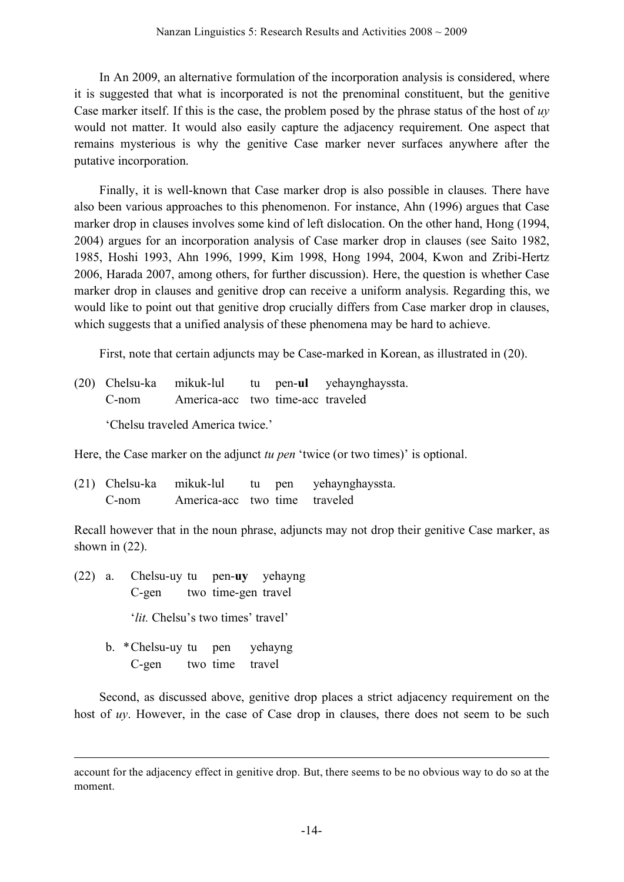In An 2009, an alternative formulation of the incorporation analysis is considered, where it is suggested that what is incorporated is not the prenominal constituent, but the genitive Case marker itself. If this is the case, the problem posed by the phrase status of the host of *uy* would not matter. It would also easily capture the adjacency requirement. One aspect that remains mysterious is why the genitive Case marker never surfaces anywhere after the putative incorporation.

Finally, it is well-known that Case marker drop is also possible in clauses. There have also been various approaches to this phenomenon. For instance, Ahn (1996) argues that Case marker drop in clauses involves some kind of left dislocation. On the other hand, Hong (1994, 2004) argues for an incorporation analysis of Case marker drop in clauses (see Saito 1982, 1985, Hoshi 1993, Ahn 1996, 1999, Kim 1998, Hong 1994, 2004, Kwon and Zribi-Hertz 2006, Harada 2007, among others, for further discussion). Here, the question is whether Case marker drop in clauses and genitive drop can receive a uniform analysis. Regarding this, we would like to point out that genitive drop crucially differs from Case marker drop in clauses, which suggests that a unified analysis of these phenomena may be hard to achieve.

First, note that certain adjuncts may be Case-marked in Korean, as illustrated in (20).

(20) Chelsu-ka &nbsp; mikuk-lul &nbsp; tu &nbsp; pen-**ul** &nbsp; yehaynghayssta.
&nbsp;&nbsp;&nbsp;&nbsp;&nbsp;&nbsp;&nbsp;C-nom &nbsp; America-acc &nbsp; two &nbsp; time-acc &nbsp; traveled

&nbsp;&nbsp;&nbsp;&nbsp;&nbsp;&nbsp;&nbsp;'Chelsu traveled America twice.'

Here, the Case marker on the adjunct *tu pen* 'twice (or two times)' is optional.

(21) Chelsu-ka &nbsp; mikuk-lul &nbsp; tu &nbsp; pen &nbsp; yehaynghayssta.
&nbsp;&nbsp;&nbsp;&nbsp;&nbsp;&nbsp;&nbsp;C-nom &nbsp; America-acc &nbsp; two &nbsp; time &nbsp; traveled

Recall however that in the noun phrase, adjuncts may not drop their genitive Case marker, as shown in (22).

(22) a. &nbsp; Chelsu-uy &nbsp; tu &nbsp; pen-**uy** &nbsp; yehayng
&nbsp;&nbsp;&nbsp;&nbsp;&nbsp;&nbsp;&nbsp;&nbsp;&nbsp;&nbsp;&nbsp;C-gen &nbsp; two &nbsp; time-gen &nbsp; travel

&nbsp;&nbsp;&nbsp;&nbsp;&nbsp;&nbsp;&nbsp;&nbsp;&nbsp;&nbsp;&nbsp;'*lit.* Chelsu's two times' travel'

&nbsp;&nbsp;&nbsp;&nbsp;&nbsp;&nbsp;&nbsp;b. &nbsp; *Chelsu-uy &nbsp; tu &nbsp; pen &nbsp; yehayng
&nbsp;&nbsp;&nbsp;&nbsp;&nbsp;&nbsp;&nbsp;&nbsp;&nbsp;&nbsp;&nbsp;C-gen &nbsp; two &nbsp; time &nbsp; travel

Second, as discussed above, genitive drop places a strict adjacency requirement on the host of *uy*. However, in the case of Case drop in clauses, there does not seem to be such

---

account for the adjacency effect in genitive drop. But, there seems to be no obvious way to do so at the moment.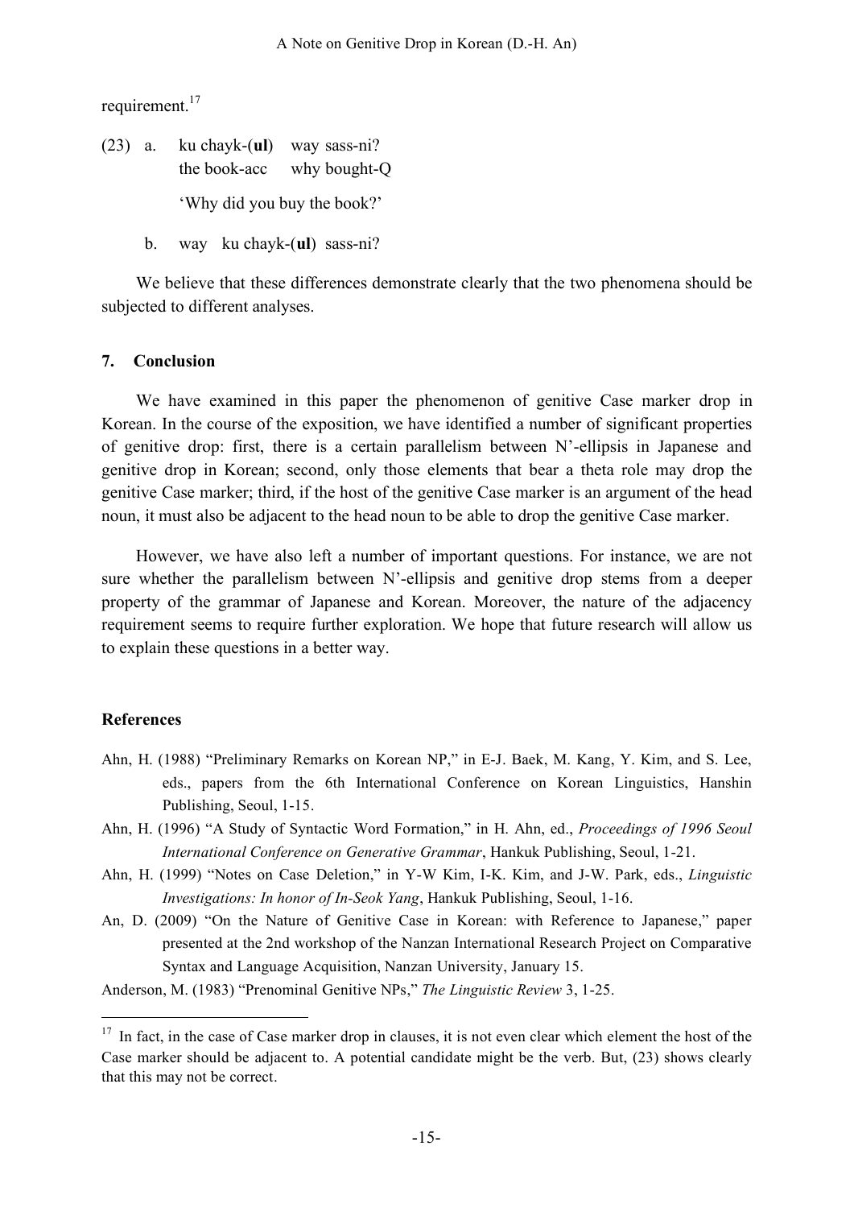requirement.[17]

(23) a. ku chayk-(**ul**) way sass-ni?
the book-acc why bought-Q

'Why did you buy the book?'

b. way ku chayk-(**ul**) sass-ni?

We believe that these differences demonstrate clearly that the two phenomena should be subjected to different analyses.

## 7. Conclusion

We have examined in this paper the phenomenon of genitive Case marker drop in Korean. In the course of the exposition, we have identified a number of significant properties of genitive drop: first, there is a certain parallelism between N'-ellipsis in Japanese and genitive drop in Korean; second, only those elements that bear a theta role may drop the genitive Case marker; third, if the host of the genitive Case marker is an argument of the head noun, it must also be adjacent to the head noun to be able to drop the genitive Case marker.

However, we have also left a number of important questions. For instance, we are not sure whether the parallelism between N'-ellipsis and genitive drop stems from a deeper property of the grammar of Japanese and Korean. Moreover, the nature of the adjacency requirement seems to require further exploration. We hope that future research will allow us to explain these questions in a better way.

## References

Ahn, H. (1988) "Preliminary Remarks on Korean NP," in E-J. Baek, M. Kang, Y. Kim, and S. Lee, eds., papers from the 6th International Conference on Korean Linguistics, Hanshin Publishing, Seoul, 1-15.

Ahn, H. (1996) "A Study of Syntactic Word Formation," in H. Ahn, ed., *Proceedings of 1996 Seoul International Conference on Generative Grammar*, Hankuk Publishing, Seoul, 1-21.

Ahn, H. (1999) "Notes on Case Deletion," in Y-W Kim, I-K. Kim, and J-W. Park, eds., *Linguistic Investigations: In honor of In-Seok Yang*, Hankuk Publishing, Seoul, 1-16.

An, D. (2009) "On the Nature of Genitive Case in Korean: with Reference to Japanese," paper presented at the 2nd workshop of the Nanzan International Research Project on Comparative Syntax and Language Acquisition, Nanzan University, January 15.

Anderson, M. (1983) "Prenominal Genitive NPs," *The Linguistic Review* 3, 1-25.

---

[17] In fact, in the case of Case marker drop in clauses, it is not even clear which element the host of the Case marker should be adjacent to. A potential candidate might be the verb. But, (23) shows clearly that this may not be correct.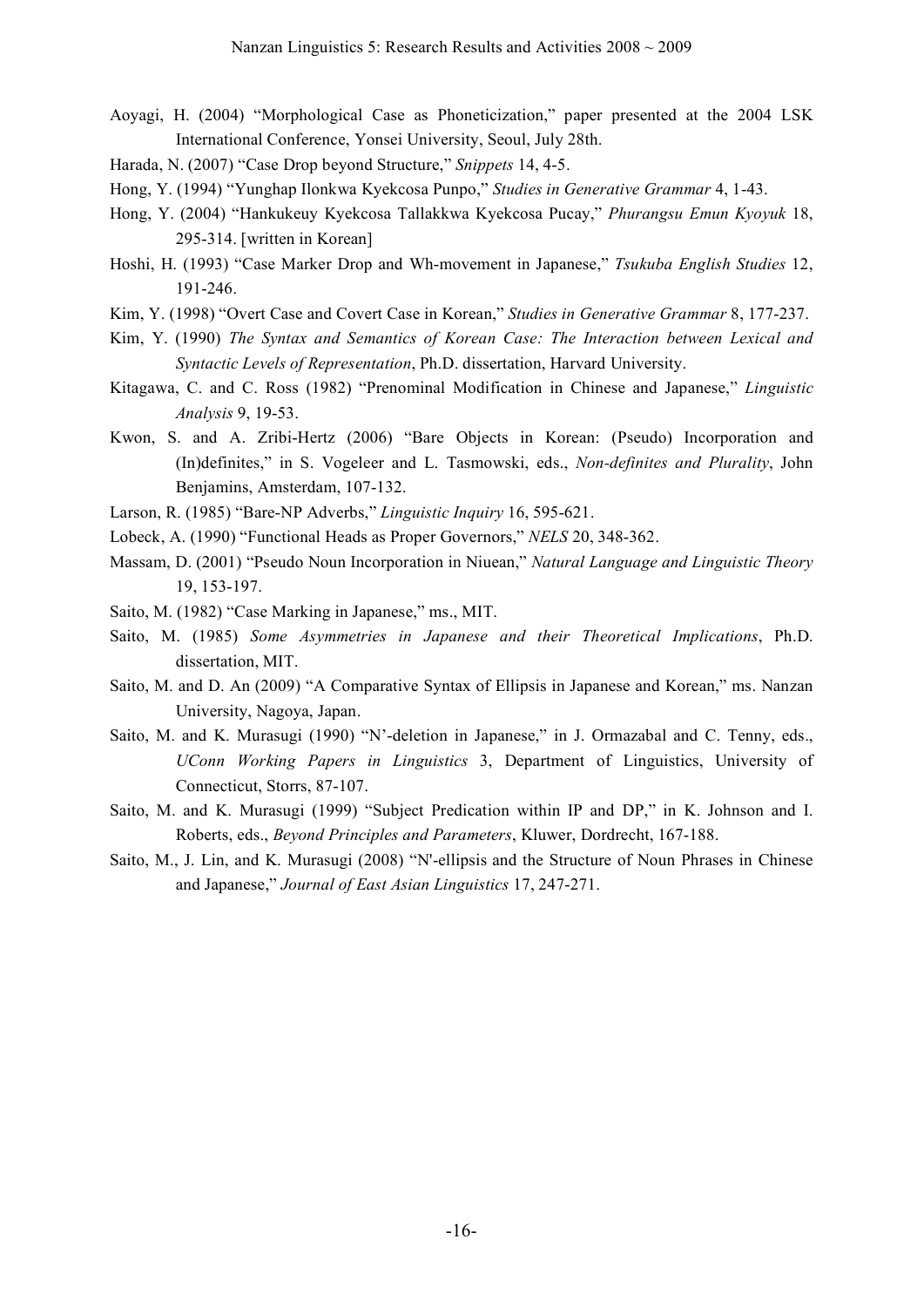Aoyagi, H. (2004) "Morphological Case as Phoneticization," paper presented at the 2004 LSK International Conference, Yonsei University, Seoul, July 28th.

Harada, N. (2007) "Case Drop beyond Structure," *Snippets* 14, 4-5.

Hong, Y. (1994) "Yunghap Ilonkwa Kyekcosa Punpo," *Studies in Generative Grammar* 4, 1-43.

Hong, Y. (2004) "Hankukeuy Kyekcosa Tallakkwa Kyekcosa Pucay," *Phurangsu Emun Kyoyuk* 18, 295-314. [written in Korean]

Hoshi, H. (1993) "Case Marker Drop and Wh-movement in Japanese," *Tsukuba English Studies* 12, 191-246.

Kim, Y. (1998) "Overt Case and Covert Case in Korean," *Studies in Generative Grammar* 8, 177-237.

Kim, Y. (1990) *The Syntax and Semantics of Korean Case: The Interaction between Lexical and Syntactic Levels of Representation*, Ph.D. dissertation, Harvard University.

Kitagawa, C. and C. Ross (1982) "Prenominal Modification in Chinese and Japanese," *Linguistic Analysis* 9, 19-53.

Kwon, S. and A. Zribi-Hertz (2006) "Bare Objects in Korean: (Pseudo) Incorporation and (In)definites," in S. Vogeleer and L. Tasmowski, eds., *Non-definites and Plurality*, John Benjamins, Amsterdam, 107-132.

Larson, R. (1985) "Bare-NP Adverbs," *Linguistic Inquiry* 16, 595-621.

Lobeck, A. (1990) "Functional Heads as Proper Governors," *NELS* 20, 348-362.

Massam, D. (2001) "Pseudo Noun Incorporation in Niuean," *Natural Language and Linguistic Theory* 19, 153-197.

Saito, M. (1982) "Case Marking in Japanese," ms., MIT.

Saito, M. (1985) *Some Asymmetries in Japanese and their Theoretical Implications*, Ph.D. dissertation, MIT.

Saito, M. and D. An (2009) "A Comparative Syntax of Ellipsis in Japanese and Korean," ms. Nanzan University, Nagoya, Japan.

Saito, M. and K. Murasugi (1990) "N'-deletion in Japanese," in J. Ormazabal and C. Tenny, eds., *UConn Working Papers in Linguistics* 3, Department of Linguistics, University of Connecticut, Storrs, 87-107.

Saito, M. and K. Murasugi (1999) "Subject Predication within IP and DP," in K. Johnson and I. Roberts, eds., *Beyond Principles and Parameters*, Kluwer, Dordrecht, 167-188.

Saito, M., J. Lin, and K. Murasugi (2008) "N'-ellipsis and the Structure of Noun Phrases in Chinese and Japanese," *Journal of East Asian Linguistics* 17, 247-271.